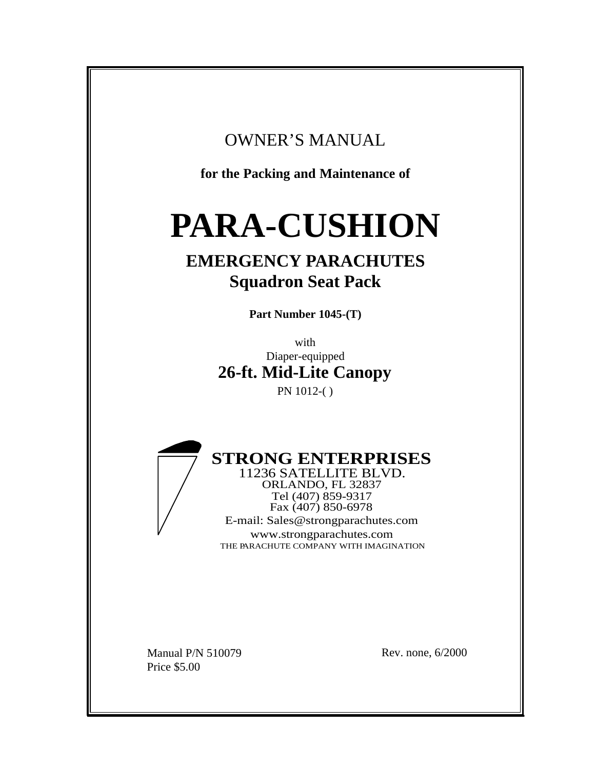OWNER'S MANUAL

**for the Packing and Maintenance of**

# PARA-CUSHION

## EMERGENCY PARACHUTES
## Squadron Seat Pack

**Part Number 1045-(T)**

with
Diaper-equipped

### 26-ft. Mid-Lite Canopy

PN 1012-( )

**STRONG ENTERPRISES**
11236 SATELLITE BLVD.
ORLANDO, FL 32837
Tel (407) 859-9317
Fax (407) 850-6978
E-mail: Sales@strongparachutes.com
www.strongparachutes.com
THE PARACHUTE COMPANY WITH IMAGINATION

Manual P/N 510079
Price $5.00

Rev. none, 6/2000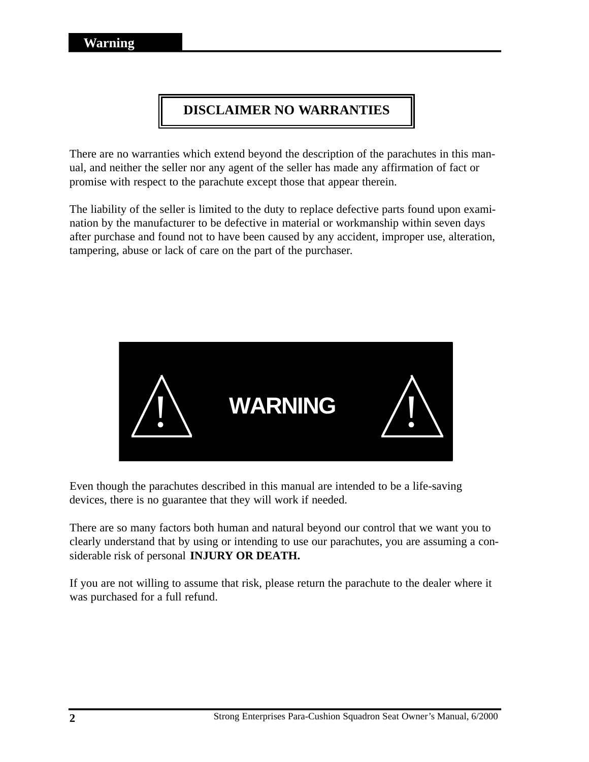## Warning

### DISCLAIMER NO WARRANTIES

There are no warranties which extend beyond the description of the parachutes in this manual, and neither the seller nor any agent of the seller has made any affirmation of fact or promise with respect to the parachute except those that appear therein.

The liability of the seller is limited to the duty to replace defective parts found upon examination by the manufacturer to be defective in material or workmanship within seven days after purchase and found not to have been caused by any accident, improper use, alteration, tampering, abuse or lack of care on the part of the purchaser.

### ! WARNING !

Even though the parachutes described in this manual are intended to be a life-saving devices, there is no guarantee that they will work if needed.

There are so many factors both human and natural beyond our control that we want you to clearly understand that by using or intending to use our parachutes, you are assuming a considerable risk of personal **INJURY OR DEATH.**

If you are not willing to assume that risk, please return the parachute to the dealer where it was purchased for a full refund.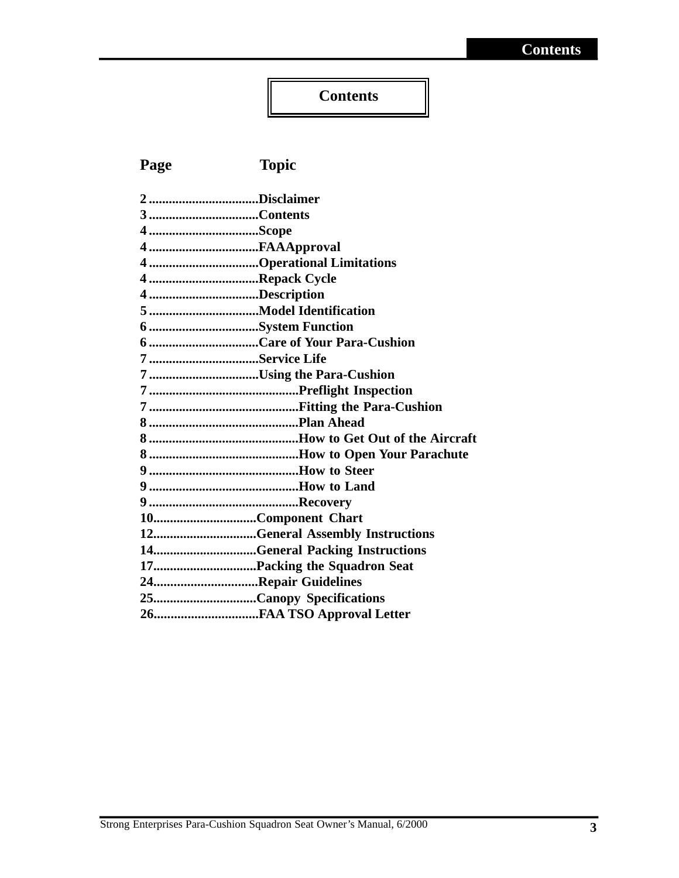# Contents

| Page | Topic |
|---|---|
| 2 | Disclaimer |
| 3 | Contents |
| 4 | Scope |
| 4 | FAAApproval |
| 4 | Operational Limitations |
| 4 | Repack Cycle |
| 4 | Description |
| 5 | Model Identification |
| 6 | System Function |
| 6 | Care of Your Para-Cushion |
| 7 | Service Life |
| 7 | Using the Para-Cushion |
| 7 | Preflight Inspection |
| 7 | Fitting the Para-Cushion |
| 8 | Plan Ahead |
| 8 | How to Get Out of the Aircraft |
| 8 | How to Open Your Parachute |
| 9 | How to Steer |
| 9 | How to Land |
| 9 | Recovery |
| 10 | Component Chart |
| 12 | General Assembly Instructions |
| 14 | General Packing Instructions |
| 17 | Packing the Squadron Seat |
| 24 | Repair Guidelines |
| 25 | Canopy Specifications |
| 26 | FAA TSO Approval Letter |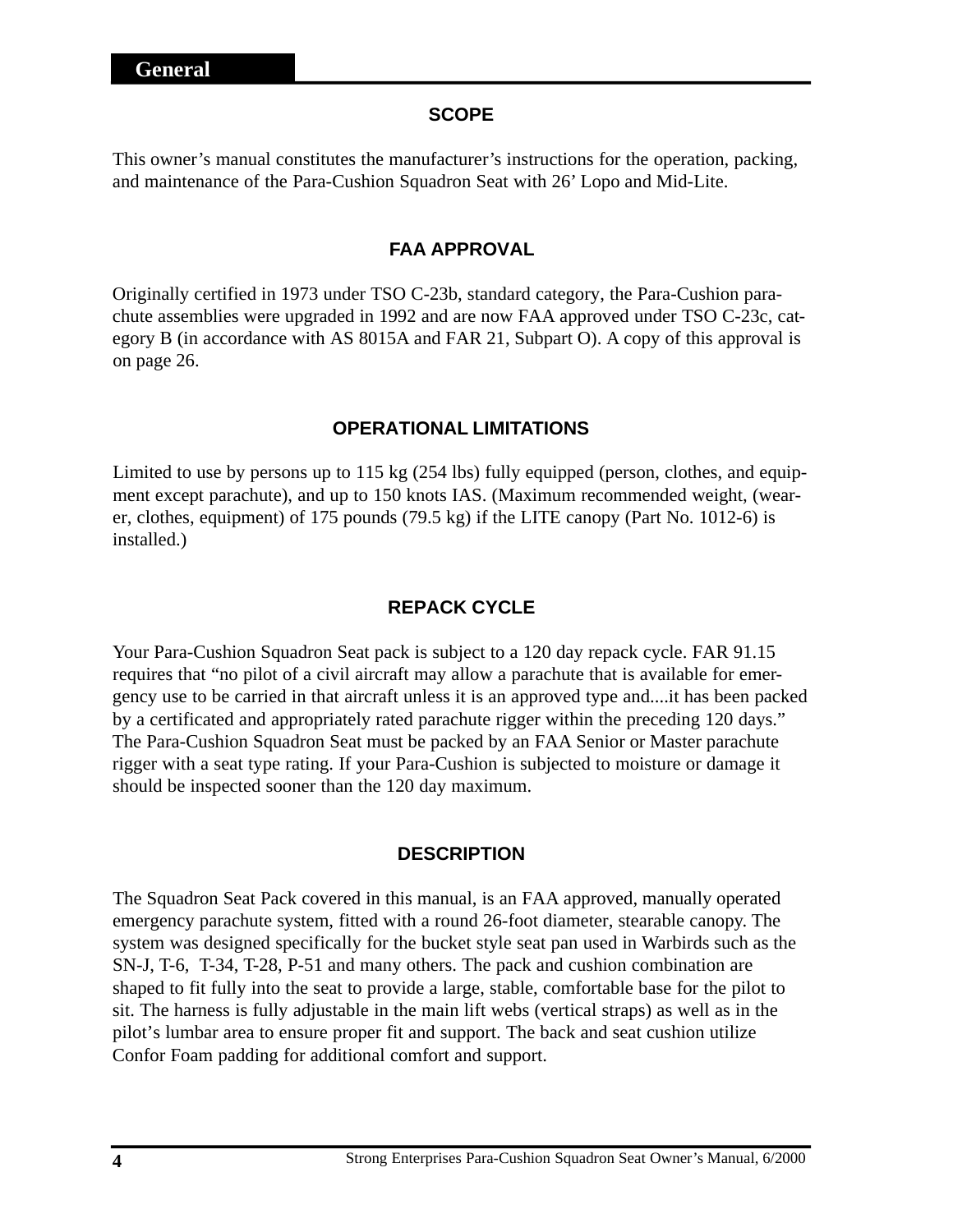# General

## SCOPE

This owner's manual constitutes the manufacturer's instructions for the operation, packing, and maintenance of the Para-Cushion Squadron Seat with 26' Lopo and Mid-Lite.

## FAA APPROVAL

Originally certified in 1973 under TSO C-23b, standard category, the Para-Cushion parachute assemblies were upgraded in 1992 and are now FAA approved under TSO C-23c, category B (in accordance with AS 8015A and FAR 21, Subpart O). A copy of this approval is on page 26.

## OPERATIONAL LIMITATIONS

Limited to use by persons up to 115 kg (254 lbs) fully equipped (person, clothes, and equipment except parachute), and up to 150 knots IAS. (Maximum recommended weight, (wearer, clothes, equipment) of 175 pounds (79.5 kg) if the LITE canopy (Part No. 1012-6) is installed.)

## REPACK CYCLE

Your Para-Cushion Squadron Seat pack is subject to a 120 day repack cycle. FAR 91.15 requires that "no pilot of a civil aircraft may allow a parachute that is available for emergency use to be carried in that aircraft unless it is an approved type and....it has been packed by a certificated and appropriately rated parachute rigger within the preceding 120 days." The Para-Cushion Squadron Seat must be packed by an FAA Senior or Master parachute rigger with a seat type rating. If your Para-Cushion is subjected to moisture or damage it should be inspected sooner than the 120 day maximum.

## DESCRIPTION

The Squadron Seat Pack covered in this manual, is an FAA approved, manually operated emergency parachute system, fitted with a round 26-foot diameter, stearable canopy. The system was designed specifically for the bucket style seat pan used in Warbirds such as the SN-J, T-6, T-34, T-28, P-51 and many others. The pack and cushion combination are shaped to fit fully into the seat to provide a large, stable, comfortable base for the pilot to sit. The harness is fully adjustable in the main lift webs (vertical straps) as well as in the pilot's lumbar area to ensure proper fit and support. The back and seat cushion utilize Confor Foam padding for additional comfort and support.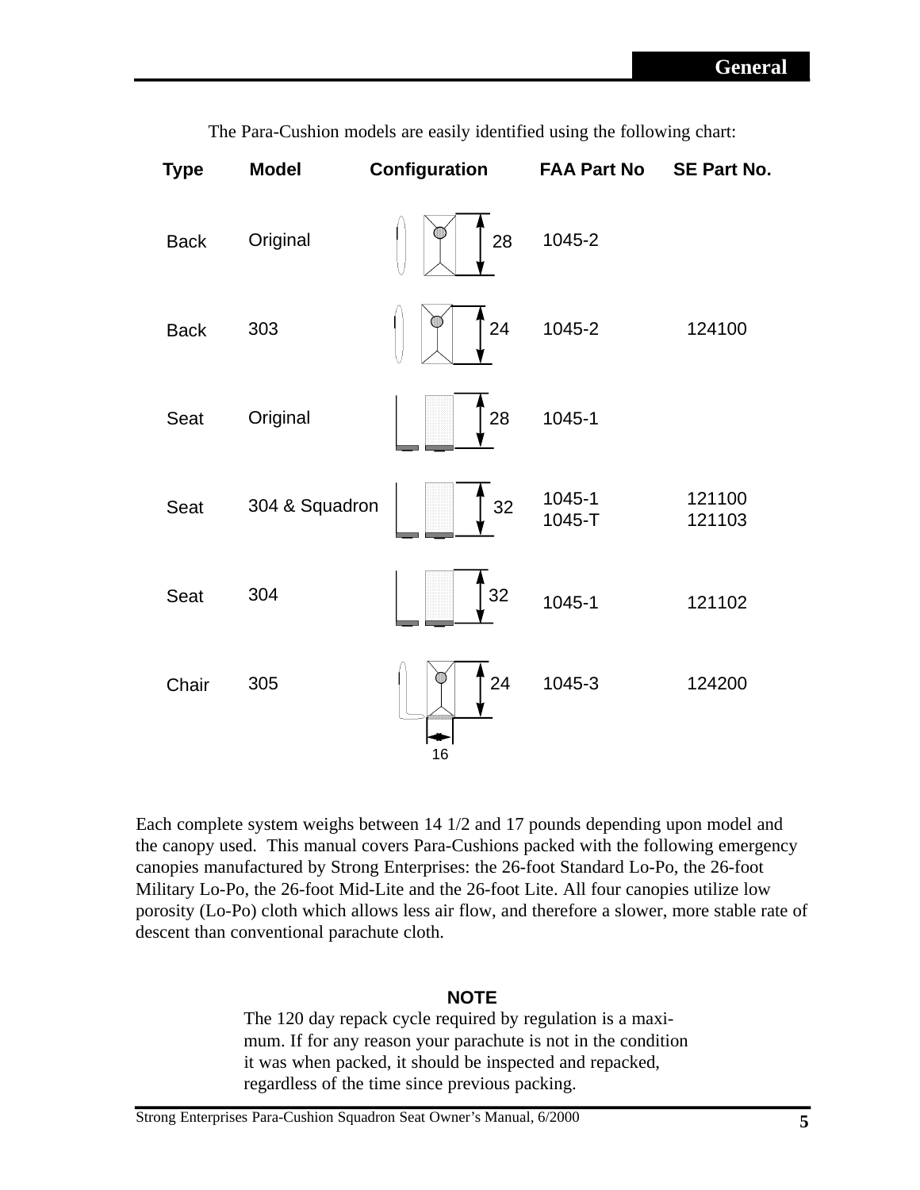The Para-Cushion models are easily identified using the following chart:

| Type | Model | Configuration | FAA Part No | SE Part No. |
|---|---|---|---|---|
| Back | Original | 28 | 1045-2 | |
| Back | 303 | 24 | 1045-2 | 124100 |
| Seat | Original | 28 | 1045-1 | |
| Seat | 304 & Squadron | 32 | 1045-1<br>1045-T | 121100<br>121103 |
| Seat | 304 | 32 | 1045-1 | 121102 |
| Chair | 305 | 24<br>16 | 1045-3 | 124200 |

Each complete system weighs between 14 1/2 and 17 pounds depending upon model and the canopy used. This manual covers Para-Cushions packed with the following emergency canopies manufactured by Strong Enterprises: the 26-foot Standard Lo-Po, the 26-foot Military Lo-Po, the 26-foot Mid-Lite and the 26-foot Lite. All four canopies utilize low porosity (Lo-Po) cloth which allows less air flow, and therefore a slower, more stable rate of descent than conventional parachute cloth.

**NOTE**

The 120 day repack cycle required by regulation is a maximum. If for any reason your parachute is not in the condition it was when packed, it should be inspected and repacked, regardless of the time since previous packing.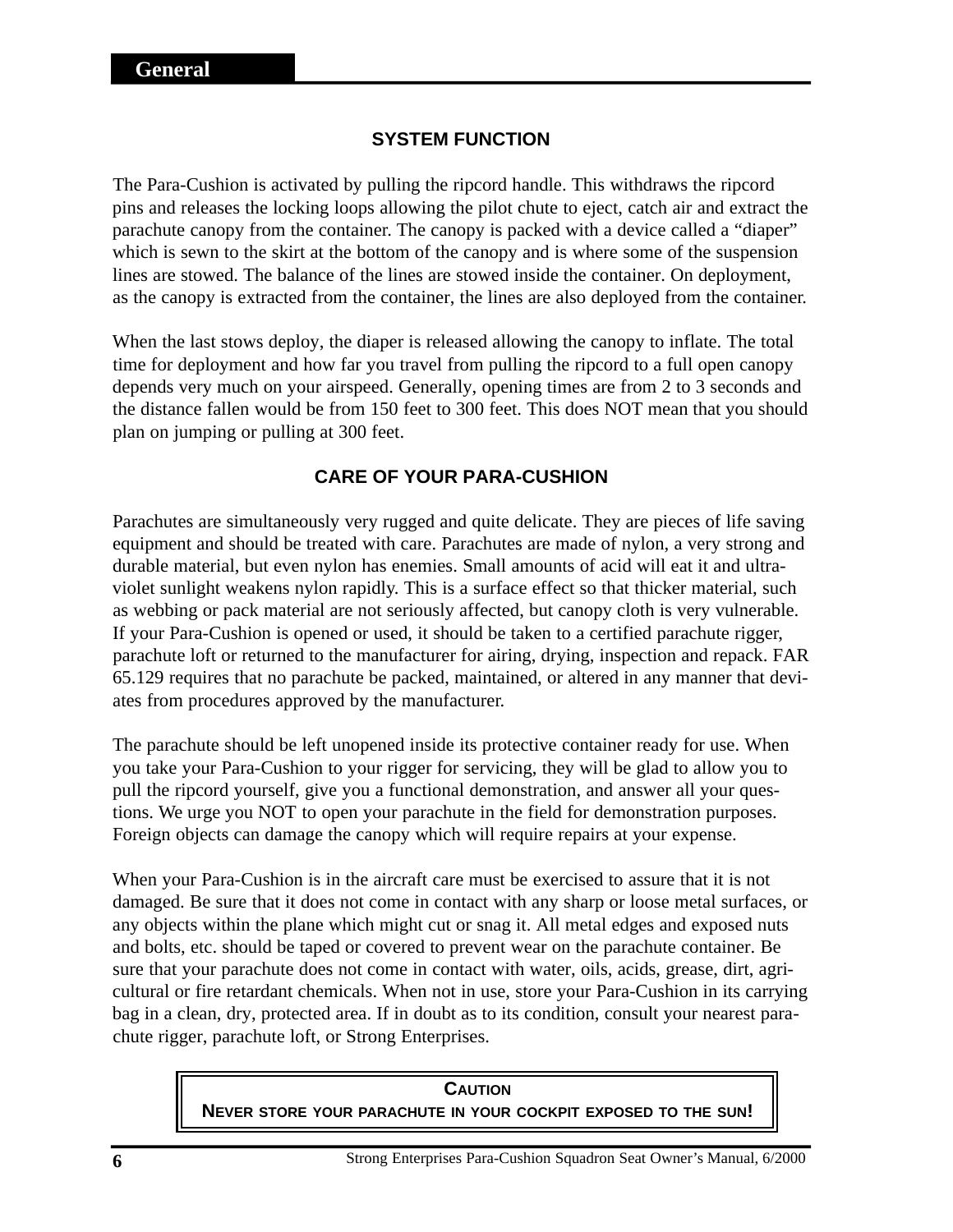## SYSTEM FUNCTION

The Para-Cushion is activated by pulling the ripcord handle. This withdraws the ripcord pins and releases the locking loops allowing the pilot chute to eject, catch air and extract the parachute canopy from the container. The canopy is packed with a device called a “diaper” which is sewn to the skirt at the bottom of the canopy and is where some of the suspension lines are stowed. The balance of the lines are stowed inside the container. On deployment, as the canopy is extracted from the container, the lines are also deployed from the container.

When the last stows deploy, the diaper is released allowing the canopy to inflate. The total time for deployment and how far you travel from pulling the ripcord to a full open canopy depends very much on your airspeed. Generally, opening times are from 2 to 3 seconds and the distance fallen would be from 150 feet to 300 feet. This does NOT mean that you should plan on jumping or pulling at 300 feet.

## CARE OF YOUR PARA-CUSHION

Parachutes are simultaneously very rugged and quite delicate. They are pieces of life saving equipment and should be treated with care. Parachutes are made of nylon, a very strong and durable material, but even nylon has enemies. Small amounts of acid will eat it and ultra-violet sunlight weakens nylon rapidly. This is a surface effect so that thicker material, such as webbing or pack material are not seriously affected, but canopy cloth is very vulnerable. If your Para-Cushion is opened or used, it should be taken to a certified parachute rigger, parachute loft or returned to the manufacturer for airing, drying, inspection and repack. FAR 65.129 requires that no parachute be packed, maintained, or altered in any manner that deviates from procedures approved by the manufacturer.

The parachute should be left unopened inside its protective container ready for use. When you take your Para-Cushion to your rigger for servicing, they will be glad to allow you to pull the ripcord yourself, give you a functional demonstration, and answer all your questions. We urge you NOT to open your parachute in the field for demonstration purposes. Foreign objects can damage the canopy which will require repairs at your expense.

When your Para-Cushion is in the aircraft care must be exercised to assure that it is not damaged. Be sure that it does not come in contact with any sharp or loose metal surfaces, or any objects within the plane which might cut or snag it. All metal edges and exposed nuts and bolts, etc. should be taped or covered to prevent wear on the parachute container. Be sure that your parachute does not come in contact with water, oils, acids, grease, dirt, agricultural or fire retardant chemicals. When not in use, store your Para-Cushion in its carrying bag in a clean, dry, protected area. If in doubt as to its condition, consult your nearest parachute rigger, parachute loft, or Strong Enterprises.

**CAUTION**
**NEVER STORE YOUR PARACHUTE IN YOUR COCKPIT EXPOSED TO THE SUN!**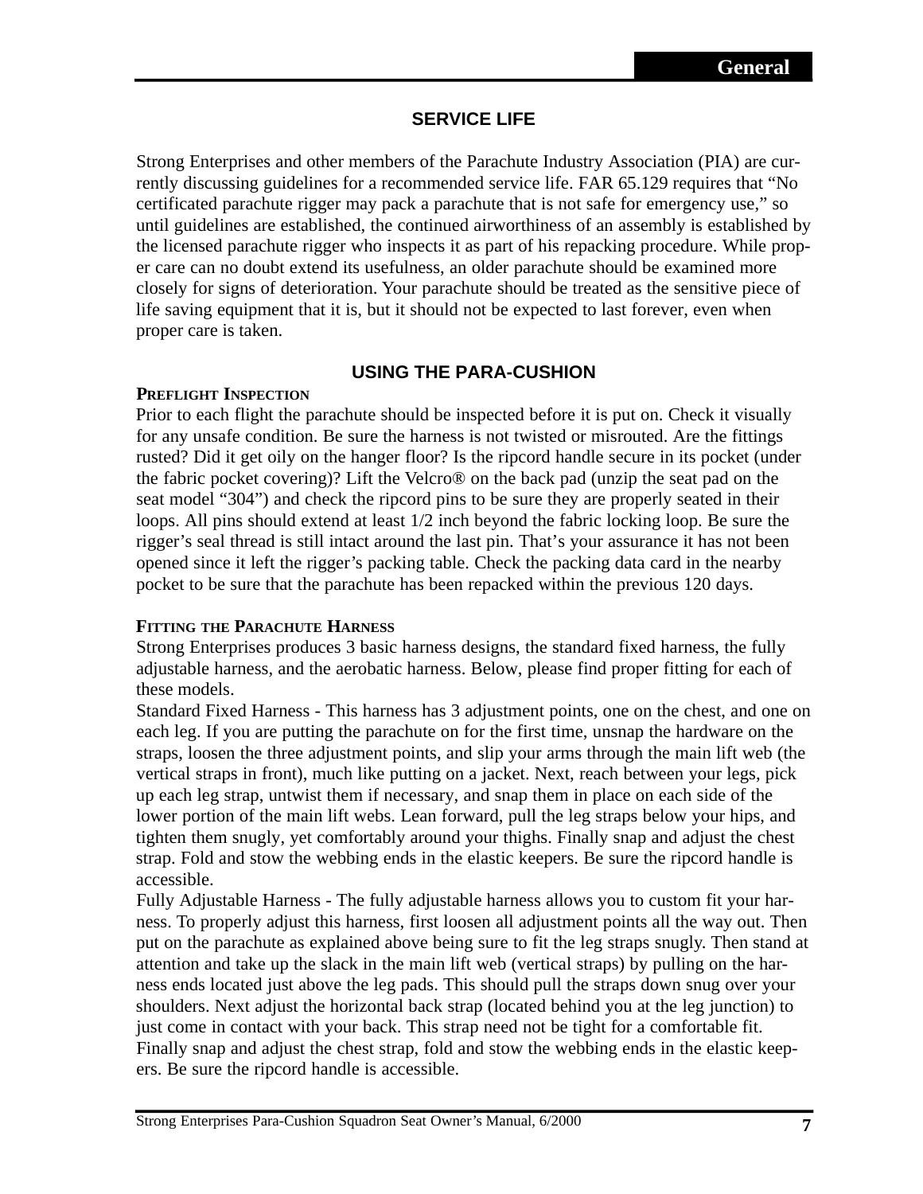## SERVICE LIFE

Strong Enterprises and other members of the Parachute Industry Association (PIA) are currently discussing guidelines for a recommended service life. FAR 65.129 requires that “No certificated parachute rigger may pack a parachute that is not safe for emergency use,” so until guidelines are established, the continued airworthiness of an assembly is established by the licensed parachute rigger who inspects it as part of his repacking procedure. While proper care can no doubt extend its usefulness, an older parachute should be examined more closely for signs of deterioration. Your parachute should be treated as the sensitive piece of life saving equipment that it is, but it should not be expected to last forever, even when proper care is taken.

## USING THE PARA-CUSHION

### Preflight Inspection

Prior to each flight the parachute should be inspected before it is put on. Check it visually for any unsafe condition. Be sure the harness is not twisted or misrouted. Are the fittings rusted? Did it get oily on the hanger floor? Is the ripcord handle secure in its pocket (under the fabric pocket covering)? Lift the Velcro® on the back pad (unzip the seat pad on the seat model “304”) and check the ripcord pins to be sure they are properly seated in their loops. All pins should extend at least 1/2 inch beyond the fabric locking loop. Be sure the rigger’s seal thread is still intact around the last pin. That’s your assurance it has not been opened since it left the rigger’s packing table. Check the packing data card in the nearby pocket to be sure that the parachute has been repacked within the previous 120 days.

### Fitting the Parachute Harness

Strong Enterprises produces 3 basic harness designs, the standard fixed harness, the fully adjustable harness, and the aerobatic harness. Below, please find proper fitting for each of these models.

Standard Fixed Harness - This harness has 3 adjustment points, one on the chest, and one on each leg. If you are putting the parachute on for the first time, unsnap the hardware on the straps, loosen the three adjustment points, and slip your arms through the main lift web (the vertical straps in front), much like putting on a jacket. Next, reach between your legs, pick up each leg strap, untwist them if necessary, and snap them in place on each side of the lower portion of the main lift webs. Lean forward, pull the leg straps below your hips, and tighten them snugly, yet comfortably around your thighs. Finally snap and adjust the chest strap. Fold and stow the webbing ends in the elastic keepers. Be sure the ripcord handle is accessible.

Fully Adjustable Harness - The fully adjustable harness allows you to custom fit your harness. To properly adjust this harness, first loosen all adjustment points all the way out. Then put on the parachute as explained above being sure to fit the leg straps snugly. Then stand at attention and take up the slack in the main lift web (vertical straps) by pulling on the harness ends located just above the leg pads. This should pull the straps down snug over your shoulders. Next adjust the horizontal back strap (located behind you at the leg junction) to just come in contact with your back. This strap need not be tight for a comfortable fit. Finally snap and adjust the chest strap, fold and stow the webbing ends in the elastic keepers. Be sure the ripcord handle is accessible.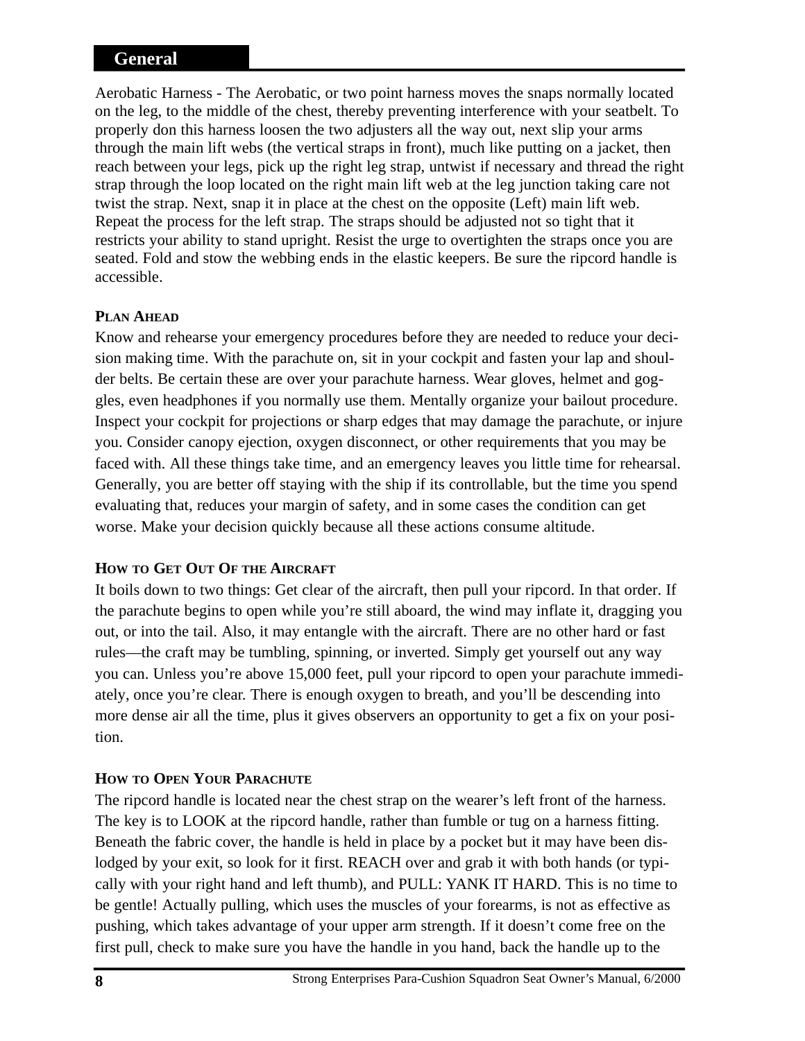## General

Aerobatic Harness - The Aerobatic, or two point harness moves the snaps normally located on the leg, to the middle of the chest, thereby preventing interference with your seatbelt. To properly don this harness loosen the two adjusters all the way out, next slip your arms through the main lift webs (the vertical straps in front), much like putting on a jacket, then reach between your legs, pick up the right leg strap, untwist if necessary and thread the right strap through the loop located on the right main lift web at the leg junction taking care not twist the strap. Next, snap it in place at the chest on the opposite (Left) main lift web. Repeat the process for the left strap. The straps should be adjusted not so tight that it restricts your ability to stand upright. Resist the urge to overtighten the straps once you are seated. Fold and stow the webbing ends in the elastic keepers. Be sure the ripcord handle is accessible.

### PLAN AHEAD

Know and rehearse your emergency procedures before they are needed to reduce your decision making time. With the parachute on, sit in your cockpit and fasten your lap and shoulder belts. Be certain these are over your parachute harness. Wear gloves, helmet and goggles, even headphones if you normally use them. Mentally organize your bailout procedure. Inspect your cockpit for projections or sharp edges that may damage the parachute, or injure you. Consider canopy ejection, oxygen disconnect, or other requirements that you may be faced with. All these things take time, and an emergency leaves you little time for rehearsal. Generally, you are better off staying with the ship if its controllable, but the time you spend evaluating that, reduces your margin of safety, and in some cases the condition can get worse. Make your decision quickly because all these actions consume altitude.

### HOW TO GET OUT OF THE AIRCRAFT

It boils down to two things: Get clear of the aircraft, then pull your ripcord. In that order. If the parachute begins to open while you're still aboard, the wind may inflate it, dragging you out, or into the tail. Also, it may entangle with the aircraft. There are no other hard or fast rules—the craft may be tumbling, spinning, or inverted. Simply get yourself out any way you can. Unless you're above 15,000 feet, pull your ripcord to open your parachute immediately, once you're clear. There is enough oxygen to breath, and you'll be descending into more dense air all the time, plus it gives observers an opportunity to get a fix on your position.

### HOW TO OPEN YOUR PARACHUTE

The ripcord handle is located near the chest strap on the wearer's left front of the harness. The key is to LOOK at the ripcord handle, rather than fumble or tug on a harness fitting. Beneath the fabric cover, the handle is held in place by a pocket but it may have been dislodged by your exit, so look for it first. REACH over and grab it with both hands (or typically with your right hand and left thumb), and PULL: YANK IT HARD. This is no time to be gentle! Actually pulling, which uses the muscles of your forearms, is not as effective as pushing, which takes advantage of your upper arm strength. If it doesn't come free on the first pull, check to make sure you have the handle in you hand, back the handle up to the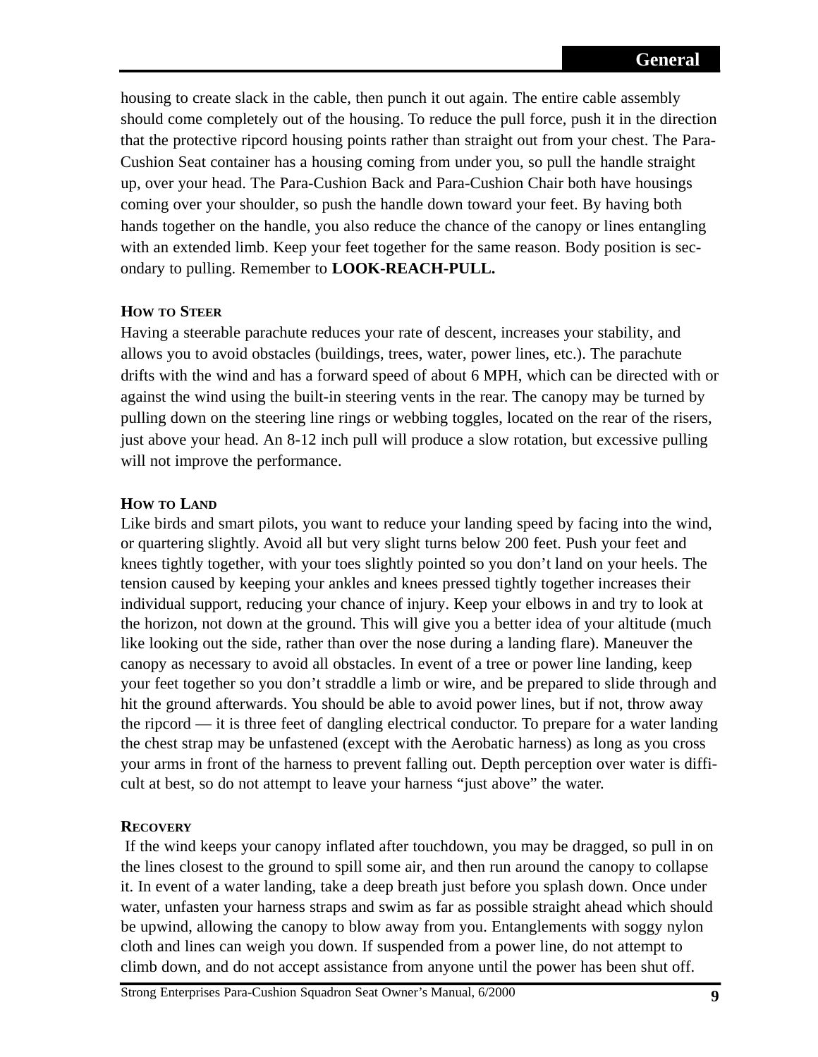housing to create slack in the cable, then punch it out again. The entire cable assembly should come completely out of the housing. To reduce the pull force, push it in the direction that the protective ripcord housing points rather than straight out from your chest. The Para-Cushion Seat container has a housing coming from under you, so pull the handle straight up, over your head. The Para-Cushion Back and Para-Cushion Chair both have housings coming over your shoulder, so push the handle down toward your feet. By having both hands together on the handle, you also reduce the chance of the canopy or lines entangling with an extended limb. Keep your feet together for the same reason. Body position is secondary to pulling. Remember to **LOOK-REACH-PULL.**

### How to Steer

Having a steerable parachute reduces your rate of descent, increases your stability, and allows you to avoid obstacles (buildings, trees, water, power lines, etc.). The parachute drifts with the wind and has a forward speed of about 6 MPH, which can be directed with or against the wind using the built-in steering vents in the rear. The canopy may be turned by pulling down on the steering line rings or webbing toggles, located on the rear of the risers, just above your head. An 8-12 inch pull will produce a slow rotation, but excessive pulling will not improve the performance.

### How to Land

Like birds and smart pilots, you want to reduce your landing speed by facing into the wind, or quartering slightly. Avoid all but very slight turns below 200 feet. Push your feet and knees tightly together, with your toes slightly pointed so you don't land on your heels. The tension caused by keeping your ankles and knees pressed tightly together increases their individual support, reducing your chance of injury. Keep your elbows in and try to look at the horizon, not down at the ground. This will give you a better idea of your altitude (much like looking out the side, rather than over the nose during a landing flare). Maneuver the canopy as necessary to avoid all obstacles. In event of a tree or power line landing, keep your feet together so you don't straddle a limb or wire, and be prepared to slide through and hit the ground afterwards. You should be able to avoid power lines, but if not, throw away the ripcord — it is three feet of dangling electrical conductor. To prepare for a water landing the chest strap may be unfastened (except with the Aerobatic harness) as long as you cross your arms in front of the harness to prevent falling out. Depth perception over water is difficult at best, so do not attempt to leave your harness "just above" the water.

### Recovery

If the wind keeps your canopy inflated after touchdown, you may be dragged, so pull in on the lines closest to the ground to spill some air, and then run around the canopy to collapse it. In event of a water landing, take a deep breath just before you splash down. Once under water, unfasten your harness straps and swim as far as possible straight ahead which should be upwind, allowing the canopy to blow away from you. Entanglements with soggy nylon cloth and lines can weigh you down. If suspended from a power line, do not attempt to climb down, and do not accept assistance from anyone until the power has been shut off.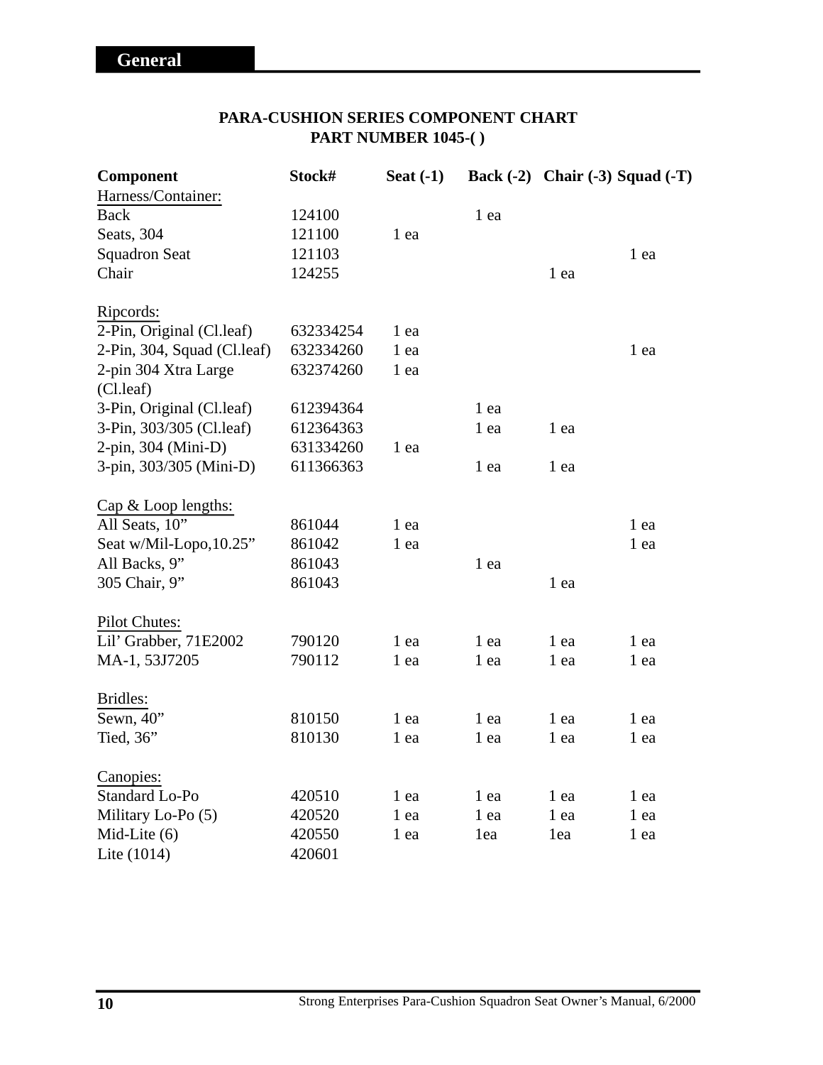## General

**PARA-CUSHION SERIES COMPONENT CHART**
**PART NUMBER 1045-( )**

| Component | Stock# | Seat (-1) | Back (-2) | Chair (-3) | Squad (-T) |
|---|---|---|---|---|---|
| Harness/Container: | | | | | |
| Back | 124100 | | 1 ea | | |
| Seats, 304 | 121100 | 1 ea | | | |
| Squadron Seat | 121103 | | | | 1 ea |
| Chair | 124255 | | | 1 ea | |
| | | | | | |
| Ripcords: | | | | | |
| 2-Pin, Original (Cl.leaf) | 632334254 | 1 ea | | | |
| 2-Pin, 304, Squad (Cl.leaf) | 632334260 | 1 ea | | | 1 ea |
| 2-pin 304 Xtra Large (Cl.leaf) | 632374260 | 1 ea | | | |
| 3-Pin, Original (Cl.leaf) | 612394364 | | 1 ea | | |
| 3-Pin, 303/305 (Cl.leaf) | 612364363 | | 1 ea | 1 ea | |
| 2-pin, 304 (Mini-D) | 631334260 | 1 ea | | | |
| 3-pin, 303/305 (Mini-D) | 611366363 | | 1 ea | 1 ea | |
| | | | | | |
| Cap & Loop lengths: | | | | | |
| All Seats, 10” | 861044 | 1 ea | | | 1 ea |
| Seat w/Mil-Lopo,10.25” | 861042 | 1 ea | | | 1 ea |
| All Backs, 9” | 861043 | | 1 ea | | |
| 305 Chair, 9” | 861043 | | | 1 ea | |
| | | | | | |
| Pilot Chutes: | | | | | |
| Lil’ Grabber, 71E2002 | 790120 | 1 ea | 1 ea | 1 ea | 1 ea |
| MA-1, 53J7205 | 790112 | 1 ea | 1 ea | 1 ea | 1 ea |
| | | | | | |
| Bridles: | | | | | |
| Sewn, 40” | 810150 | 1 ea | 1 ea | 1 ea | 1 ea |
| Tied, 36” | 810130 | 1 ea | 1 ea | 1 ea | 1 ea |
| | | | | | |
| Canopies: | | | | | |
| Standard Lo-Po | 420510 | 1 ea | 1 ea | 1 ea | 1 ea |
| Military Lo-Po (5) | 420520 | 1 ea | 1 ea | 1 ea | 1 ea |
| Mid-Lite (6) | 420550 | 1 ea | 1ea | 1ea | 1 ea |
| Lite (1014) | 420601 | | | | |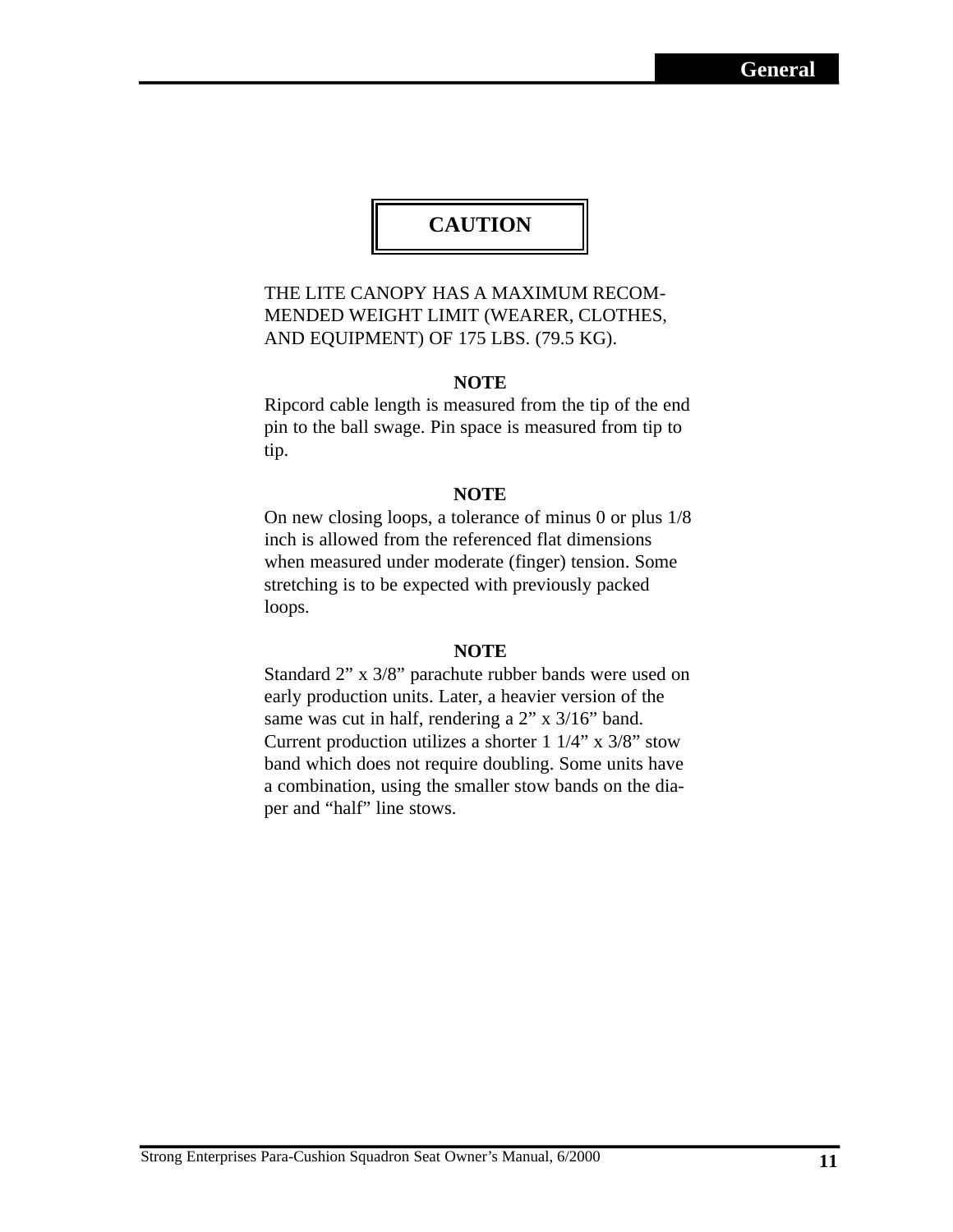**CAUTION**

THE LITE CANOPY HAS A MAXIMUM RECOMMENDED WEIGHT LIMIT (WEARER, CLOTHES, AND EQUIPMENT) OF 175 LBS. (79.5 KG).

**NOTE**

Ripcord cable length is measured from the tip of the end pin to the ball swage. Pin space is measured from tip to tip.

**NOTE**

On new closing loops, a tolerance of minus 0 or plus 1/8 inch is allowed from the referenced flat dimensions when measured under moderate (finger) tension. Some stretching is to be expected with previously packed loops.

**NOTE**

Standard 2" x 3/8" parachute rubber bands were used on early production units. Later, a heavier version of the same was cut in half, rendering a 2" x 3/16" band. Current production utilizes a shorter 1 1/4" x 3/8" stow band which does not require doubling. Some units have a combination, using the smaller stow bands on the diaper and "half" line stows.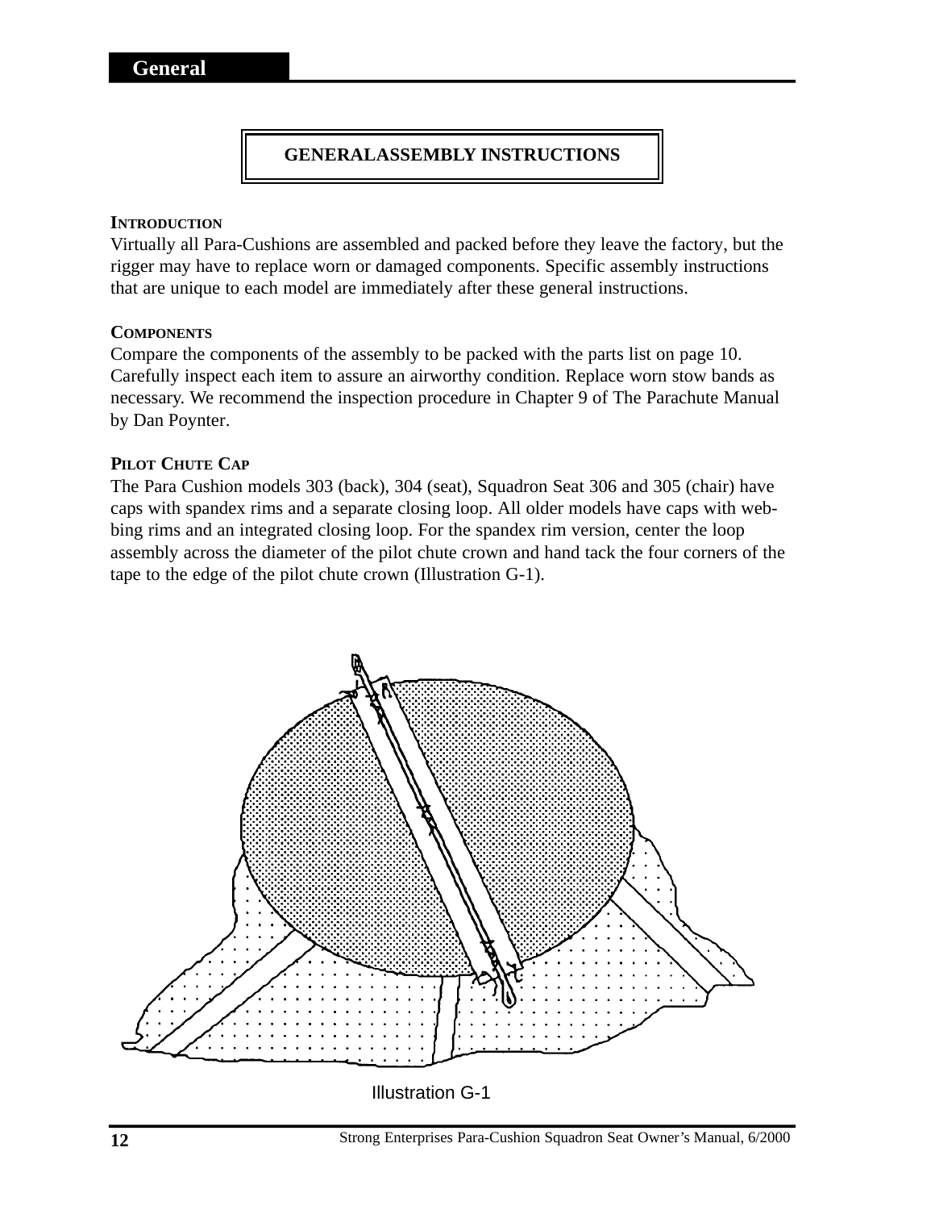## GENERALASSEMBLY INSTRUCTIONS

**INTRODUCTION**

Virtually all Para-Cushions are assembled and packed before they leave the factory, but the rigger may have to replace worn or damaged components. Specific assembly instructions that are unique to each model are immediately after these general instructions.

**COMPONENTS**

Compare the components of the assembly to be packed with the parts list on page 10. Carefully inspect each item to assure an airworthy condition. Replace worn stow bands as necessary. We recommend the inspection procedure in Chapter 9 of The Parachute Manual by Dan Poynter.

**PILOT CHUTE CAP**

The Para Cushion models 303 (back), 304 (seat), Squadron Seat 306 and 305 (chair) have caps with spandex rims and a separate closing loop. All older models have caps with webbing rims and an integrated closing loop. For the spandex rim version, center the loop assembly across the diameter of the pilot chute crown and hand tack the four corners of the tape to the edge of the pilot chute crown (Illustration G-1).

Illustration G-1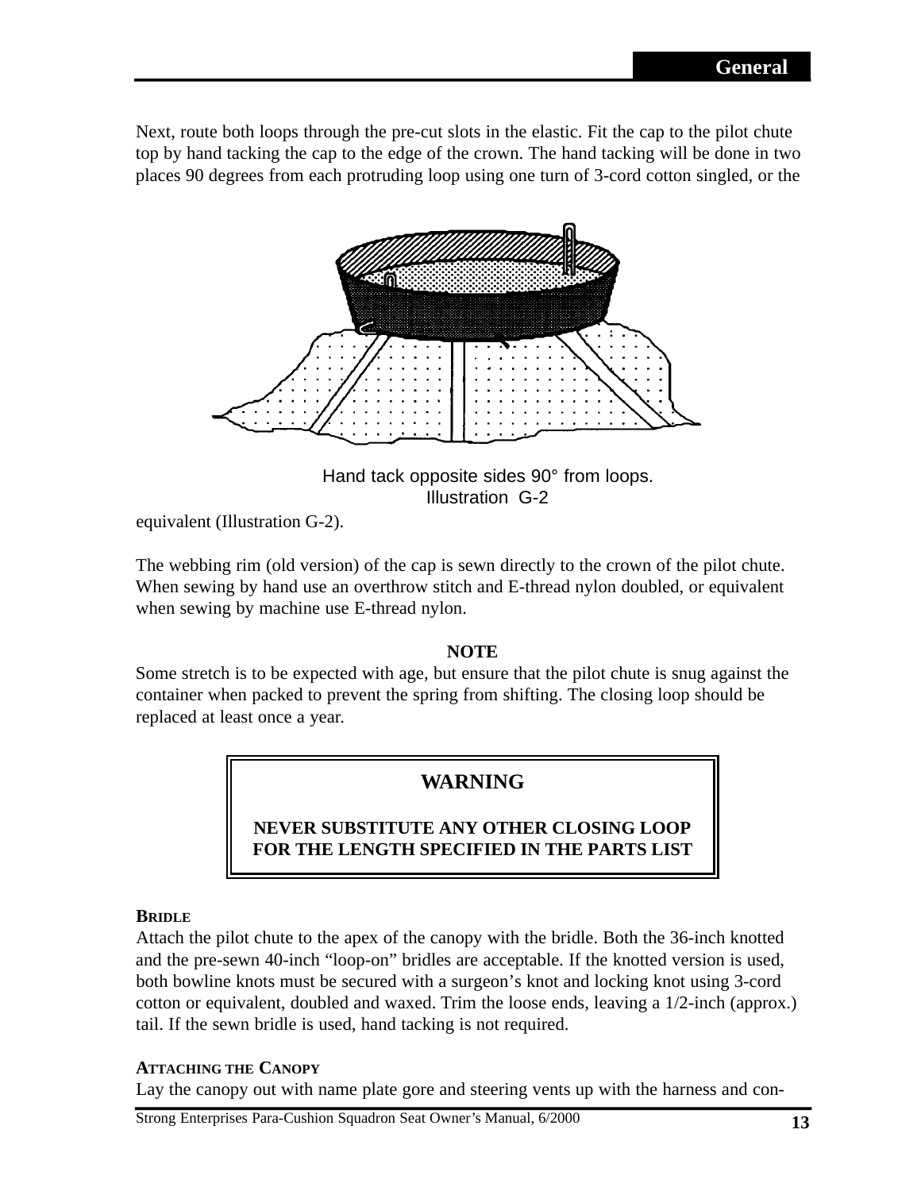Next, route both loops through the pre-cut slots in the elastic. Fit the cap to the pilot chute top by hand tacking the cap to the edge of the crown. The hand tacking will be done in two places 90 degrees from each protruding loop using one turn of 3-cord cotton singled, or the equivalent (Illustration G-2).

Hand tack opposite sides 90° from loops.
Illustration G-2

The webbing rim (old version) of the cap is sewn directly to the crown of the pilot chute. When sewing by hand use an overthrow stitch and E-thread nylon doubled, or equivalent when sewing by machine use E-thread nylon.

**NOTE**

Some stretch is to be expected with age, but ensure that the pilot chute is snug against the container when packed to prevent the spring from shifting. The closing loop should be replaced at least once a year.

**WARNING**

**NEVER SUBSTITUTE ANY OTHER CLOSING LOOP FOR THE LENGTH SPECIFIED IN THE PARTS LIST**

### BRIDLE

Attach the pilot chute to the apex of the canopy with the bridle. Both the 36-inch knotted and the pre-sewn 40-inch "loop-on" bridles are acceptable. If the knotted version is used, both bowline knots must be secured with a surgeon's knot and locking knot using 3-cord cotton or equivalent, doubled and waxed. Trim the loose ends, leaving a 1/2-inch (approx.) tail. If the sewn bridle is used, hand tacking is not required.

### ATTACHING THE CANOPY

Lay the canopy out with name plate gore and steering vents up with the harness and con-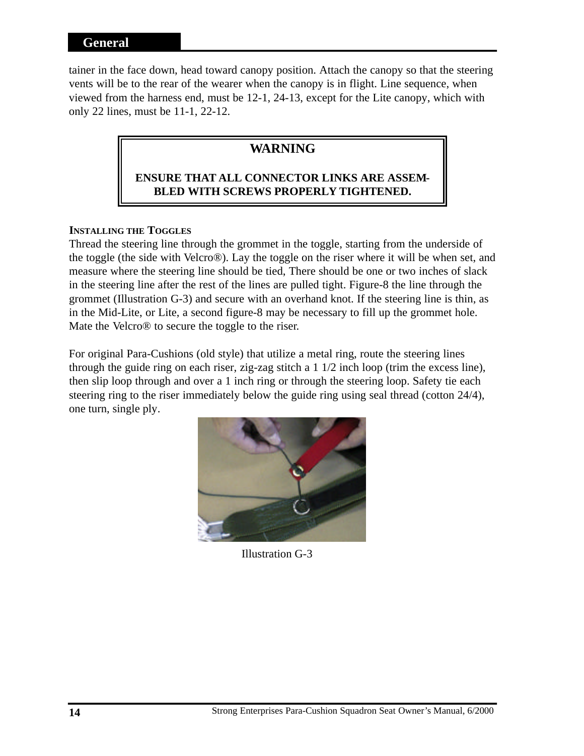tainer in the face down, head toward canopy position. Attach the canopy so that the steering vents will be to the rear of the wearer when the canopy is in flight. Line sequence, when viewed from the harness end, must be 12-1, 24-13, except for the Lite canopy, which with only 22 lines, must be 11-1, 22-12.

> **WARNING**
>
> **ENSURE THAT ALL CONNECTOR LINKS ARE ASSEMBLED WITH SCREWS PROPERLY TIGHTENED.**

#### INSTALLING THE TOGGLES

Thread the steering line through the grommet in the toggle, starting from the underside of the toggle (the side with Velcro®). Lay the toggle on the riser where it will be when set, and measure where the steering line should be tied, There should be one or two inches of slack in the steering line after the rest of the lines are pulled tight. Figure-8 the line through the grommet (Illustration G-3) and secure with an overhand knot. If the steering line is thin, as in the Mid-Lite, or Lite, a second figure-8 may be necessary to fill up the grommet hole. Mate the Velcro® to secure the toggle to the riser.

For original Para-Cushions (old style) that utilize a metal ring, route the steering lines through the guide ring on each riser, zig-zag stitch a 1 1/2 inch loop (trim the excess line), then slip loop through and over a 1 inch ring or through the steering loop. Safety tie each steering ring to the riser immediately below the guide ring using seal thread (cotton 24/4), one turn, single ply.

Illustration G-3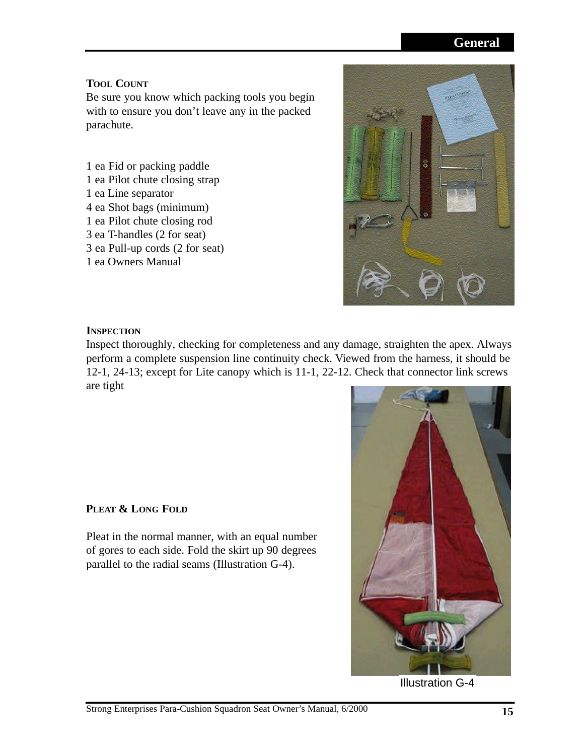## TOOL COUNT

Be sure you know which packing tools you begin with to ensure you don't leave any in the packed parachute.

1 ea Fid or packing paddle
1 ea Pilot chute closing strap
1 ea Line separator
4 ea Shot bags (minimum)
1 ea Pilot chute closing rod
3 ea T-handles (2 for seat)
3 ea Pull-up cords (2 for seat)
1 ea Owners Manual

## INSPECTION

Inspect thoroughly, checking for completeness and any damage, straighten the apex. Always perform a complete suspension line continuity check. Viewed from the harness, it should be 12-1, 24-13; except for Lite canopy which is 11-1, 22-12. Check that connector link screws are tight

## PLEAT & LONG FOLD

Pleat in the normal manner, with an equal number of gores to each side. Fold the skirt up 90 degrees parallel to the radial seams (Illustration G-4).

Illustration G-4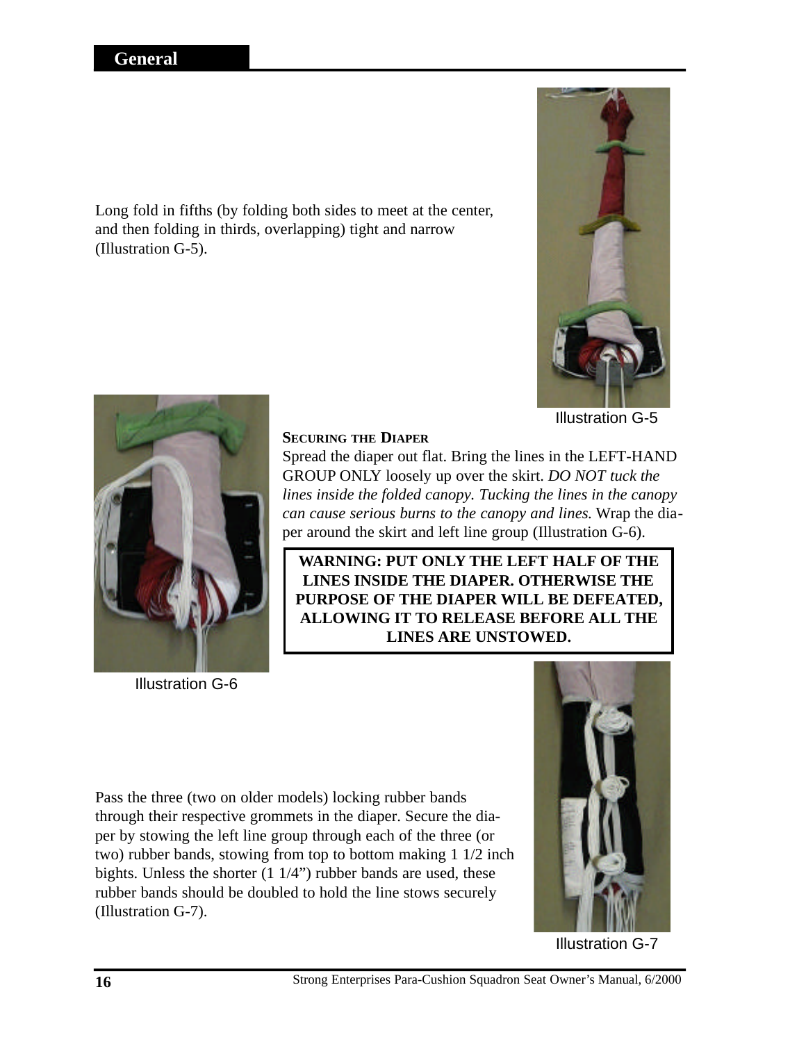## General

Long fold in fifths (by folding both sides to meet at the center, and then folding in thirds, overlapping) tight and narrow (Illustration G-5).

Illustration G-5

### SECURING THE DIAPER

Spread the diaper out flat. Bring the lines in the LEFT-HAND GROUP ONLY loosely up over the skirt. *DO NOT tuck the lines inside the folded canopy. Tucking the lines in the canopy can cause serious burns to the canopy and lines.* Wrap the diaper around the skirt and left line group (Illustration G-6).

**WARNING: PUT ONLY THE LEFT HALF OF THE LINES INSIDE THE DIAPER. OTHERWISE THE PURPOSE OF THE DIAPER WILL BE DEFEATED, ALLOWING IT TO RELEASE BEFORE ALL THE LINES ARE UNSTOWED.**

Illustration G-6

Pass the three (two on older models) locking rubber bands through their respective grommets in the diaper. Secure the diaper by stowing the left line group through each of the three (or two) rubber bands, stowing from top to bottom making 1 1/2 inch bights. Unless the shorter (1 1/4") rubber bands are used, these rubber bands should be doubled to hold the line stows securely (Illustration G-7).

Illustration G-7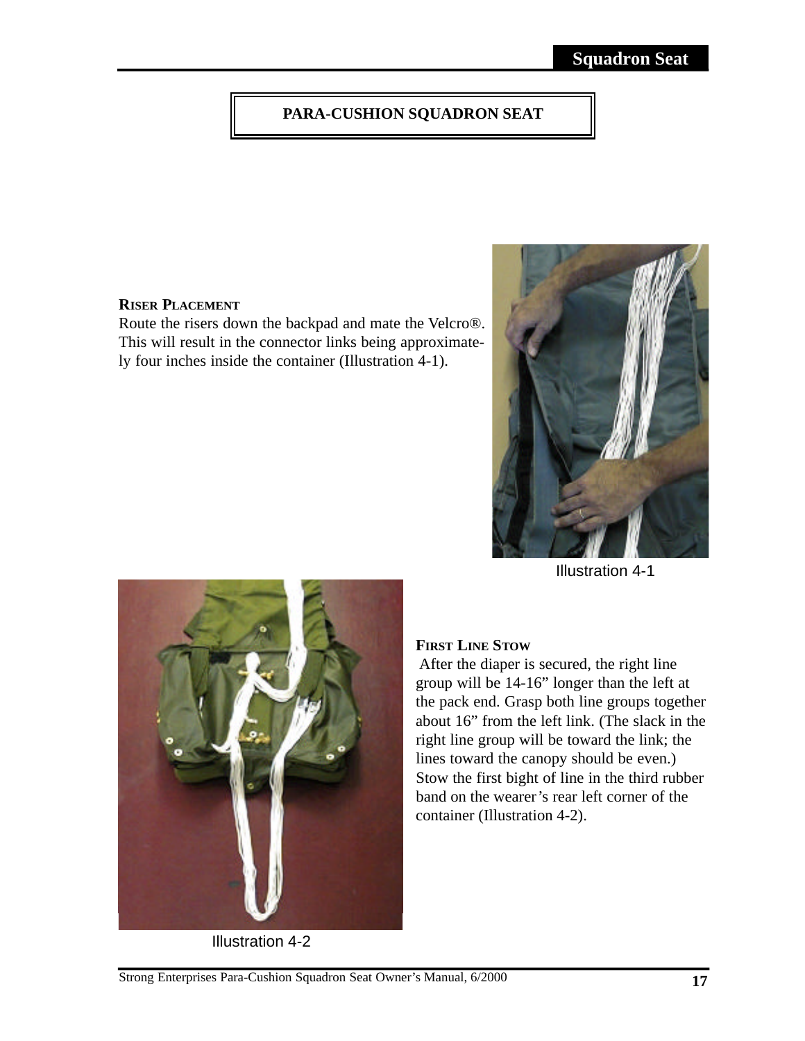# PARA-CUSHION SQUADRON SEAT

### Riser Placement

Route the risers down the backpad and mate the Velcro®. This will result in the connector links being approximately four inches inside the container (Illustration 4-1).

Illustration 4-1

### First Line Stow

After the diaper is secured, the right line group will be 14-16" longer than the left at the pack end. Grasp both line groups together about 16" from the left link. (The slack in the right line group will be toward the link; the lines toward the canopy should be even.) Stow the first bight of line in the third rubber band on the wearer's rear left corner of the container (Illustration 4-2).

Illustration 4-2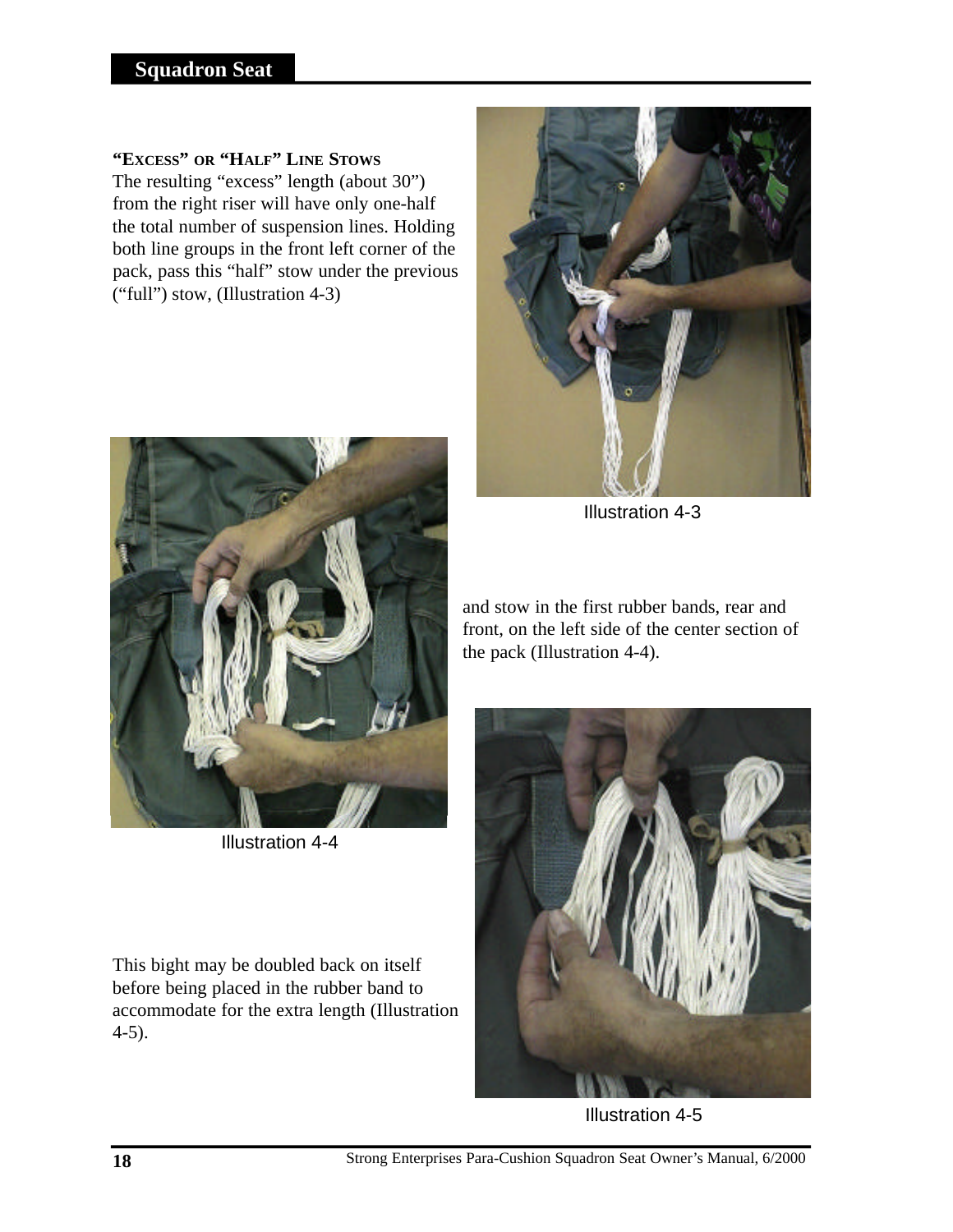### "Excess" or "Half" Line Stows

The resulting "excess" length (about 30") from the right riser will have only one-half the total number of suspension lines. Holding both line groups in the front left corner of the pack, pass this "half" stow under the previous ("full") stow, (Illustration 4-3)

Illustration 4-3

and stow in the first rubber bands, rear and front, on the left side of the center section of the pack (Illustration 4-4).

Illustration 4-4

This bight may be doubled back on itself before being placed in the rubber band to accommodate for the extra length (Illustration 4-5).

Illustration 4-5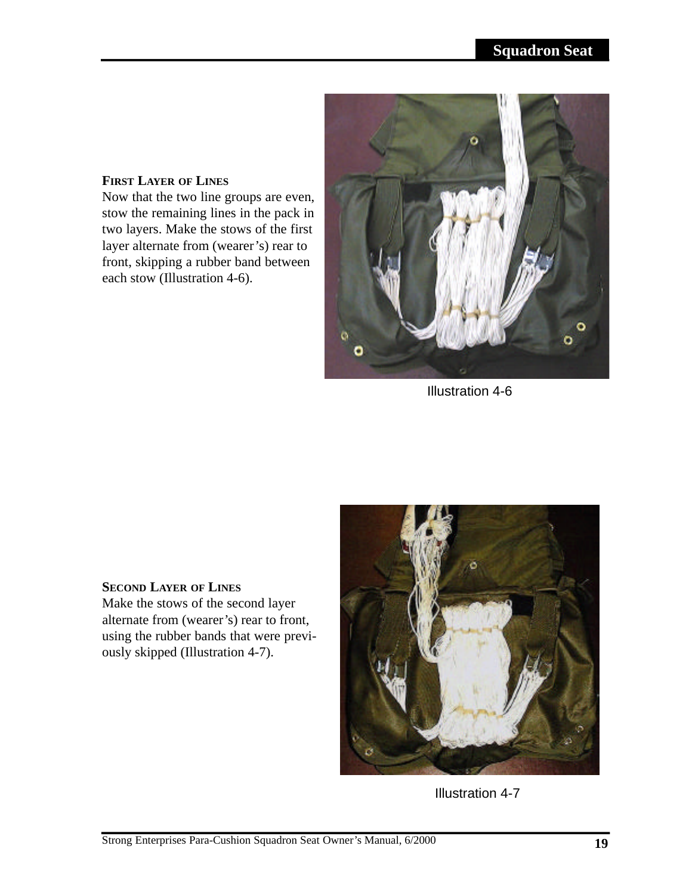### FIRST LAYER OF LINES

Now that the two line groups are even, stow the remaining lines in the pack in two layers. Make the stows of the first layer alternate from (wearer's) rear to front, skipping a rubber band between each stow (Illustration 4-6).

Illustration 4-6

### SECOND LAYER OF LINES

Make the stows of the second layer alternate from (wearer's) rear to front, using the rubber bands that were previously skipped (Illustration 4-7).

Illustration 4-7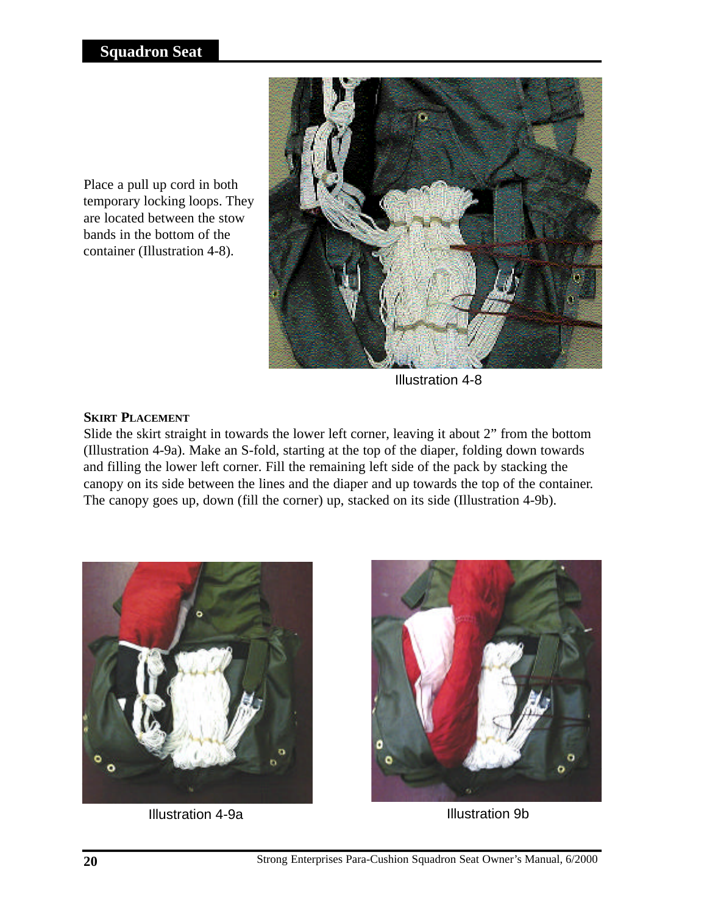Place a pull up cord in both temporary locking loops. They are located between the stow bands in the bottom of the container (Illustration 4-8).

Illustration 4-8

**SKIRT PLACEMENT**

Slide the skirt straight in towards the lower left corner, leaving it about 2” from the bottom (Illustration 4-9a). Make an S-fold, starting at the top of the diaper, folding down towards and filling the lower left corner. Fill the remaining left side of the pack by stacking the canopy on its side between the lines and the diaper and up towards the top of the container. The canopy goes up, down (fill the corner) up, stacked on its side (Illustration 4-9b).

Illustration 4-9a

Illustration 9b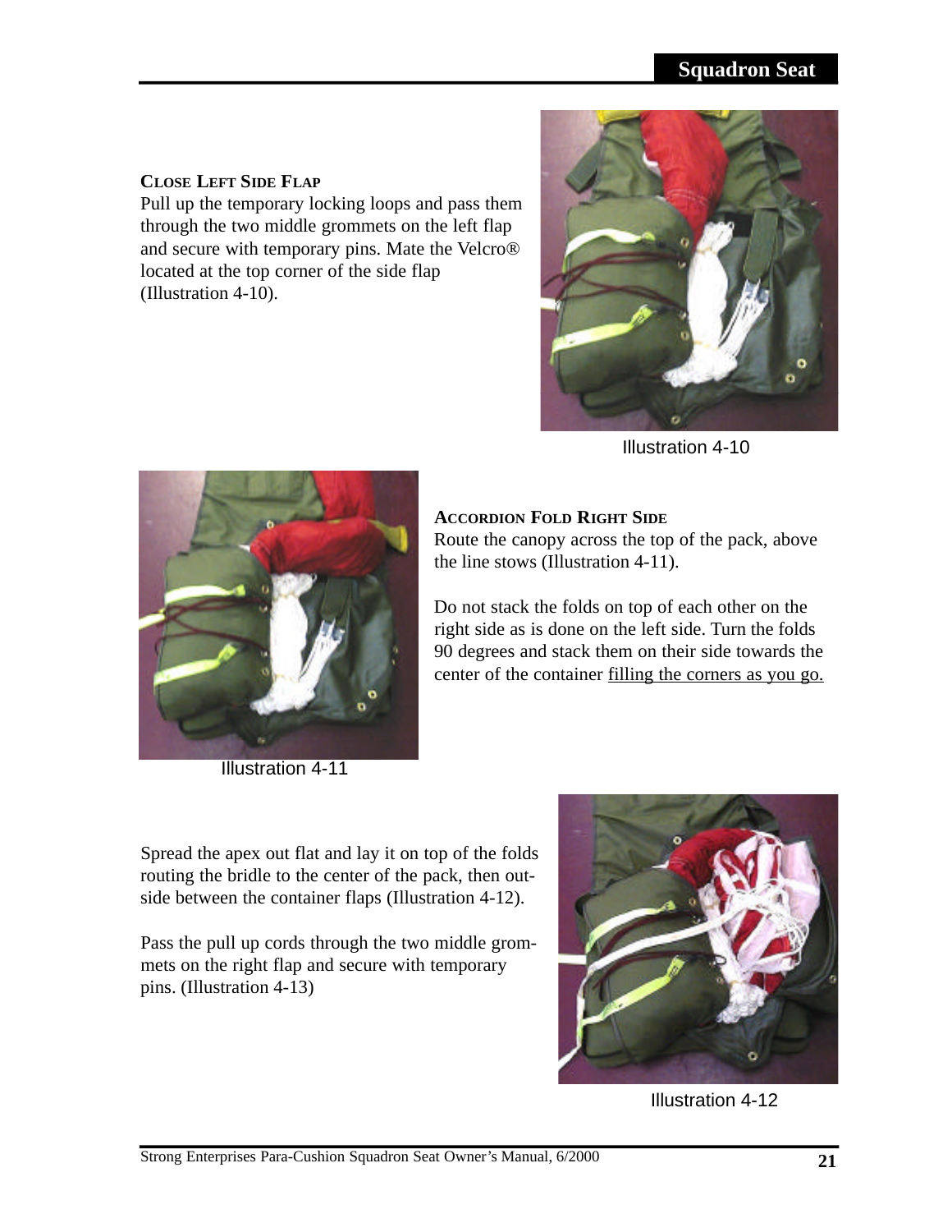### Close Left Side Flap

Pull up the temporary locking loops and pass them through the two middle grommets on the left flap and secure with temporary pins. Mate the Velcro® located at the top corner of the side flap (Illustration 4-10).

Illustration 4-10

### Accordion Fold Right Side

Route the canopy across the top of the pack, above the line stows (Illustration 4-11).

Do not stack the folds on top of each other on the right side as is done on the left side. Turn the folds 90 degrees and stack them on their side towards the center of the container <u>filling the corners as you go.</u>

Illustration 4-11

Spread the apex out flat and lay it on top of the folds routing the bridle to the center of the pack, then outside between the container flaps (Illustration 4-12).

Pass the pull up cords through the two middle grommets on the right flap and secure with temporary pins. (Illustration 4-13)

Illustration 4-12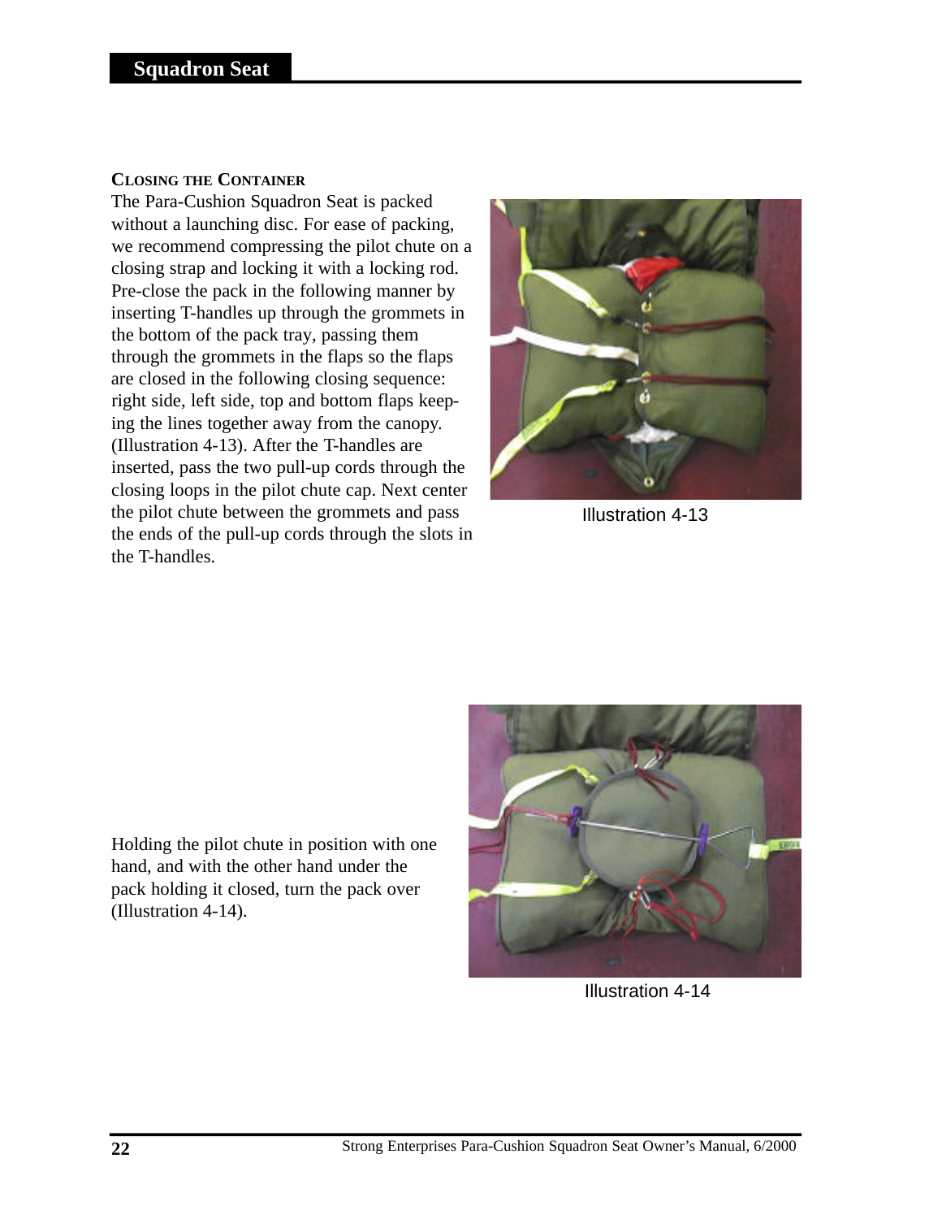### Closing the Container

The Para-Cushion Squadron Seat is packed without a launching disc. For ease of packing, we recommend compressing the pilot chute on a closing strap and locking it with a locking rod. Pre-close the pack in the following manner by inserting T-handles up through the grommets in the bottom of the pack tray, passing them through the grommets in the flaps so the flaps are closed in the following closing sequence: right side, left side, top and bottom flaps keeping the lines together away from the canopy. (Illustration 4-13). After the T-handles are inserted, pass the two pull-up cords through the closing loops in the pilot chute cap. Next center the pilot chute between the grommets and pass the ends of the pull-up cords through the slots in the T-handles.

Illustration 4-13

Holding the pilot chute in position with one hand, and with the other hand under the pack holding it closed, turn the pack over (Illustration 4-14).

Illustration 4-14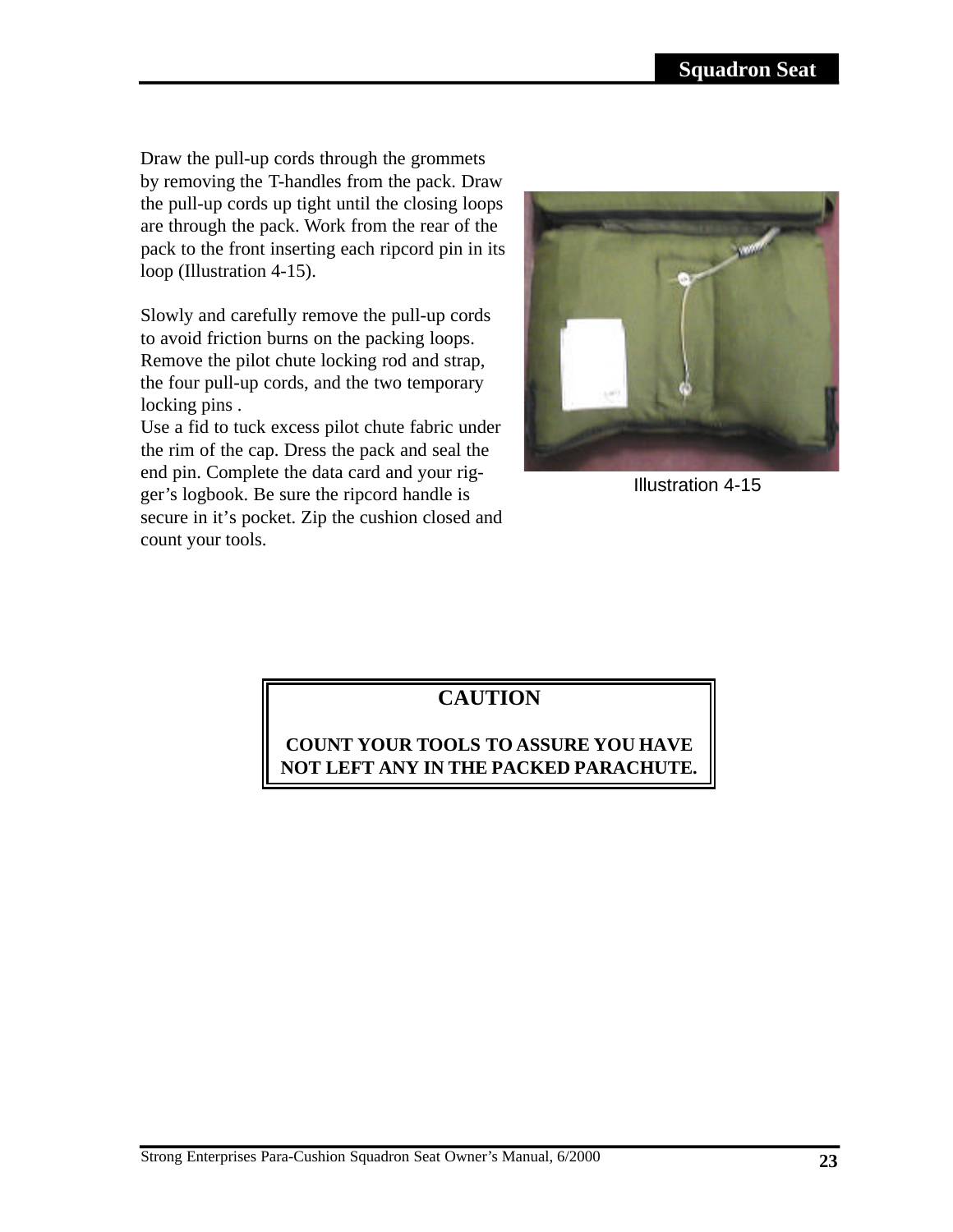Draw the pull-up cords through the grommets by removing the T-handles from the pack. Draw the pull-up cords up tight until the closing loops are through the pack. Work from the rear of the pack to the front inserting each ripcord pin in its loop (Illustration 4-15).

Slowly and carefully remove the pull-up cords to avoid friction burns on the packing loops. Remove the pilot chute locking rod and strap, the four pull-up cords, and the two temporary locking pins .

Use a fid to tuck excess pilot chute fabric under the rim of the cap. Dress the pack and seal the end pin. Complete the data card and your rigger's logbook. Be sure the ripcord handle is secure in it's pocket. Zip the cushion closed and count your tools.

Illustration 4-15

**CAUTION**

**COUNT YOUR TOOLS TO ASSURE YOU HAVE NOT LEFT ANY IN THE PACKED PARACHUTE.**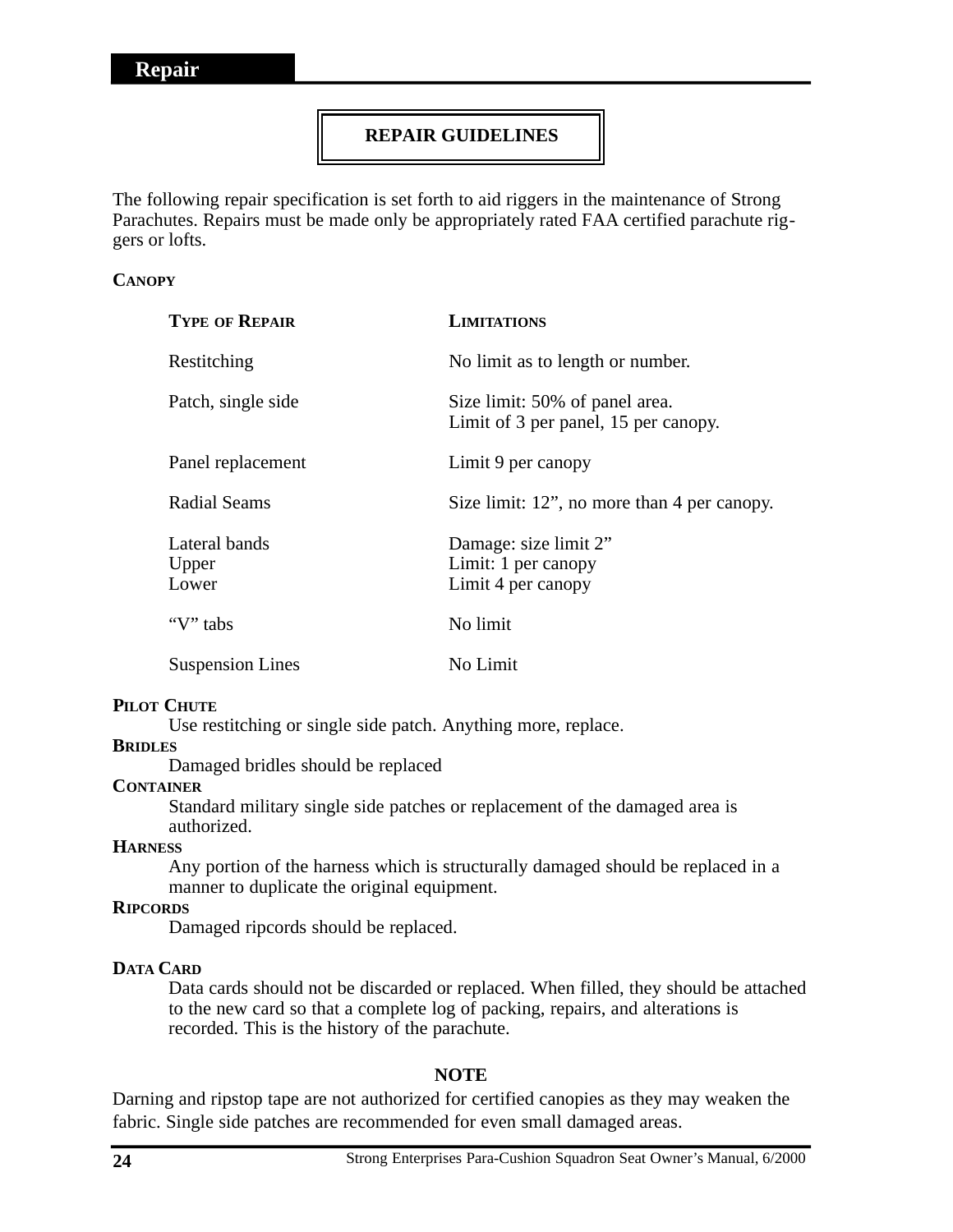# REPAIR GUIDELINES

The following repair specification is set forth to aid riggers in the maintenance of Strong Parachutes. Repairs must be made only be appropriately rated FAA certified parachute riggers or lofts.

## CANOPY

| TYPE OF REPAIR | LIMITATIONS |
|---|---|
| Restitching | No limit as to length or number. |
| Patch, single side | Size limit: 50% of panel area.<br>Limit of 3 per panel, 15 per canopy. |
| Panel replacement | Limit 9 per canopy |
| Radial Seams | Size limit: 12”, no more than 4 per canopy. |
| Lateral bands | Damage: size limit 2” |
| Upper | Limit: 1 per canopy |
| Lower | Limit 4 per canopy |
| “V” tabs | No limit |
| Suspension Lines | No Limit |

## PILOT CHUTE

Use restitching or single side patch. Anything more, replace.

## BRIDLES

Damaged bridles should be replaced

## CONTAINER

Standard military single side patches or replacement of the damaged area is authorized.

## HARNESS

Any portion of the harness which is structurally damaged should be replaced in a manner to duplicate the original equipment.

## RIPCORDS

Damaged ripcords should be replaced.

## DATA CARD

Data cards should not be discarded or replaced. When filled, they should be attached to the new card so that a complete log of packing, repairs, and alterations is recorded. This is the history of the parachute.

**NOTE**

Darning and ripstop tape are not authorized for certified canopies as they may weaken the fabric. Single side patches are recommended for even small damaged areas.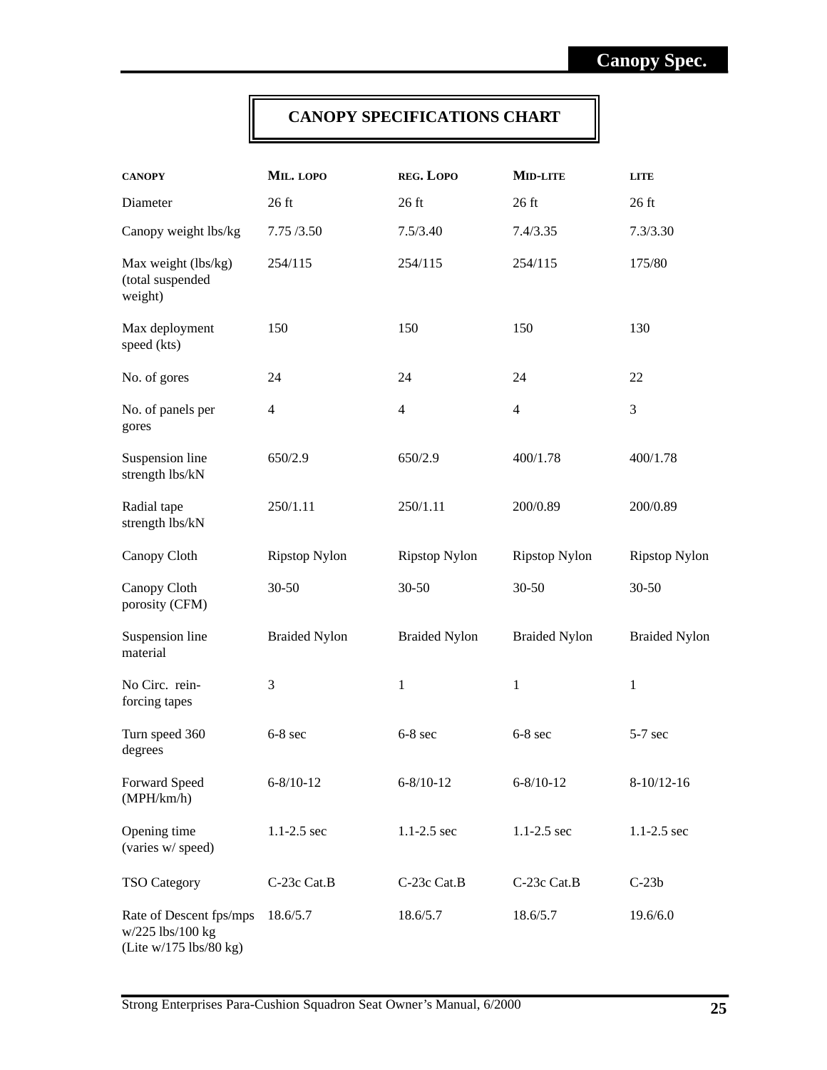# CANOPY SPECIFICATIONS CHART

| CANOPY | MIL. LOPO | REG. LOPO | MID-LITE | LITE |
|---|---|---|---|---|
| Diameter | 26 ft | 26 ft | 26 ft | 26 ft |
| Canopy weight lbs/kg | 7.75 /3.50 | 7.5/3.40 | 7.4/3.35 | 7.3/3.30 |
| Max weight (lbs/kg) (total suspended weight) | 254/115 | 254/115 | 254/115 | 175/80 |
| Max deployment speed (kts) | 150 | 150 | 150 | 130 |
| No. of gores | 24 | 24 | 24 | 22 |
| No. of panels per gores | 4 | 4 | 4 | 3 |
| Suspension line strength lbs/kN | 650/2.9 | 650/2.9 | 400/1.78 | 400/1.78 |
| Radial tape strength lbs/kN | 250/1.11 | 250/1.11 | 200/0.89 | 200/0.89 |
| Canopy Cloth | Ripstop Nylon | Ripstop Nylon | Ripstop Nylon | Ripstop Nylon |
| Canopy Cloth porosity (CFM) | 30-50 | 30-50 | 30-50 | 30-50 |
| Suspension line material | Braided Nylon | Braided Nylon | Braided Nylon | Braided Nylon |
| No Circ. rein-forcing tapes | 3 | 1 | 1 | 1 |
| Turn speed 360 degrees | 6-8 sec | 6-8 sec | 6-8 sec | 5-7 sec |
| Forward Speed (MPH/km/h) | 6-8/10-12 | 6-8/10-12 | 6-8/10-12 | 8-10/12-16 |
| Opening time (varies w/ speed) | 1.1-2.5 sec | 1.1-2.5 sec | 1.1-2.5 sec | 1.1-2.5 sec |
| TSO Category | C-23c Cat.B | C-23c Cat.B | C-23c Cat.B | C-23b |
| Rate of Descent fps/mps w/225 lbs/100 kg (Lite w/175 lbs/80 kg) | 18.6/5.7 | 18.6/5.7 | 18.6/5.7 | 19.6/6.0 |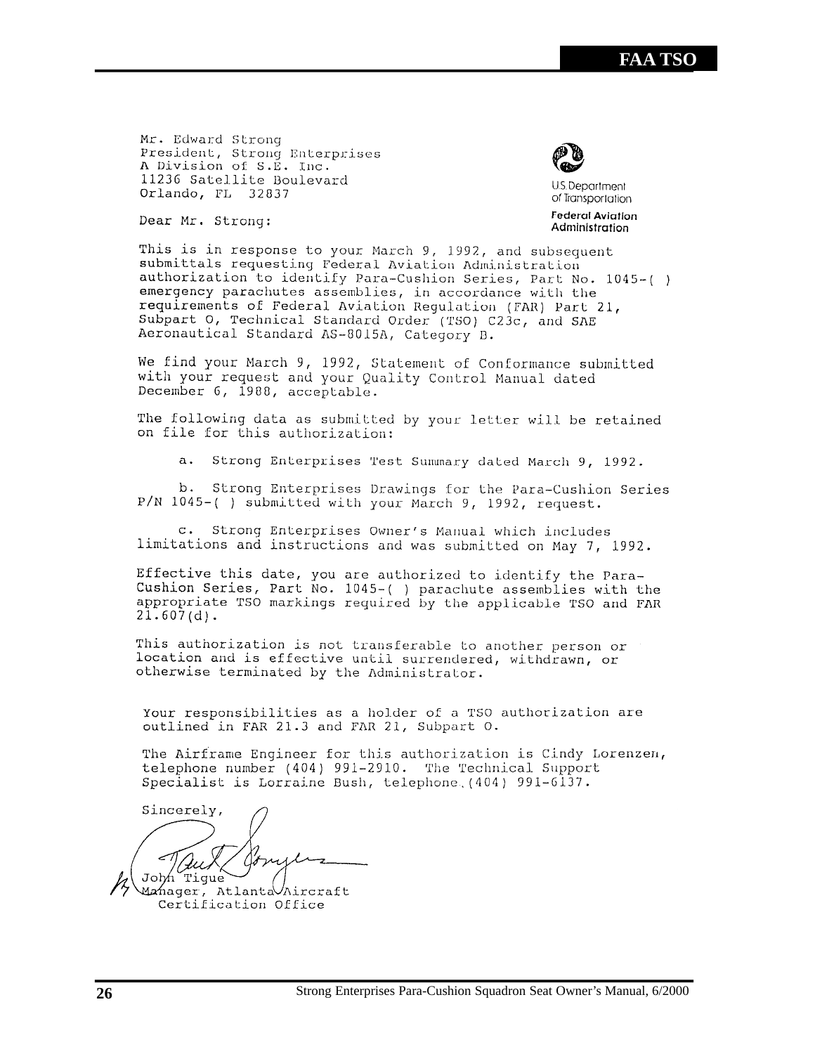Mr. Edward Strong
President, Strong Enterprises
A Division of S.E. Inc.
11236 Satellite Boulevard
Orlando, FL 32837

U.S. Department of Transportation
**Federal Aviation Administration**

Dear Mr. Strong:

This is in response to your March 9, 1992, and subsequent submittals requesting Federal Aviation Administration authorization to identify Para-Cushion Series, Part No. 1045-( ) emergency parachutes assemblies, in accordance with the requirements of Federal Aviation Regulation (FAR) Part 21, Subpart O, Technical Standard Order (TSO) C23c, and SAE Aeronautical Standard AS-8015A, Category B.

We find your March 9, 1992, Statement of Conformance submitted with your request and your Quality Control Manual dated December 6, 1988, acceptable.

The following data as submitted by your letter will be retained on file for this authorization:

a. Strong Enterprises Test Summary dated March 9, 1992.

b. Strong Enterprises Drawings for the Para-Cushion Series P/N 1045-( ) submitted with your March 9, 1992, request.

c. Strong Enterprises Owner's Manual which includes limitations and instructions and was submitted on May 7, 1992.

Effective this date, you are authorized to identify the Para-Cushion Series, Part No. 1045-( ) parachute assemblies with the appropriate TSO markings required by the applicable TSO and FAR 21.607(d).

This authorization is not transferable to another person or location and is effective until surrendered, withdrawn, or otherwise terminated by the Administrator.

Your responsibilities as a holder of a TSO authorization are outlined in FAR 21.3 and FAR 21, Subpart O.

The Airframe Engineer for this authorization is Cindy Lorenzen, telephone number (404) 991-2910. The Technical Support Specialist is Lorraine Bush, telephone (404) 991-6137.

Sincerely,

John Tigue
Manager, Atlanta Aircraft
Certification Office